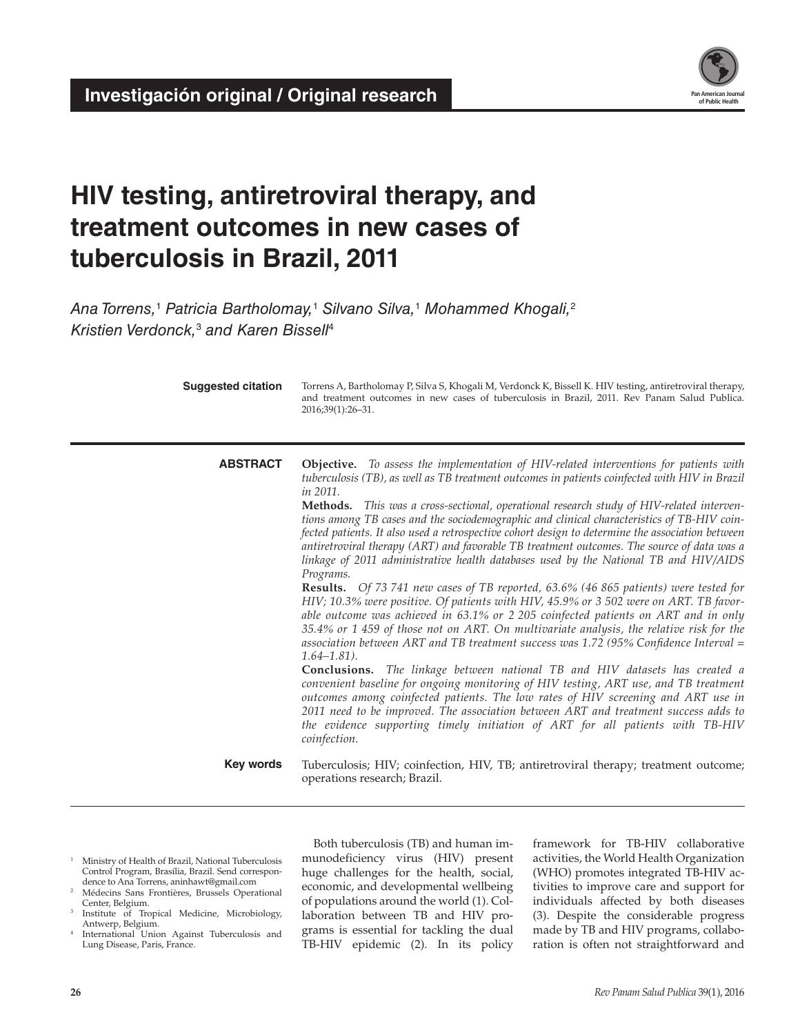**Investigación original / Original research**

# HIV testing, antiretroviral therapy, and treatment outcomes in new cases of tuberculosis in Brazil, 2011

*Ana Torrens,[1] Patricia Bartholomay,[1] Silvano Silva,[1] Mohammed Khogali,[2] Kristien Verdonck,[3] and Karen Bissell[4]*

**Suggested citation** Torrens A, Bartholomay P, Silva S, Khogali M, Verdonck K, Bissell K. HIV testing, antiretroviral therapy, and treatment outcomes in new cases of tuberculosis in Brazil, 2011. Rev Panam Salud Publica. 2016;39(1):26–31.

## ABSTRACT

**Objective.** *To assess the implementation of HIV-related interventions for patients with tuberculosis (TB), as well as TB treatment outcomes in patients coinfected with HIV in Brazil in 2011.*

**Methods.** *This was a cross-sectional, operational research study of HIV-related interventions among TB cases and the sociodemographic and clinical characteristics of TB-HIV coinfected patients. It also used a retrospective cohort design to determine the association between antiretroviral therapy (ART) and favorable TB treatment outcomes. The source of data was a linkage of 2011 administrative health databases used by the National TB and HIV/AIDS Programs.*

**Results.** *Of 73 741 new cases of TB reported, 63.6% (46 865 patients) were tested for HIV; 10.3% were positive. Of patients with HIV, 45.9% or 3 502 were on ART. TB favorable outcome was achieved in 63.1% or 2 205 coinfected patients on ART and in only 35.4% or 1 459 of those not on ART. On multivariate analysis, the relative risk for the association between ART and TB treatment success was 1.72 (95% Confidence Interval = 1.64–1.81).*

**Conclusions.** *The linkage between national TB and HIV datasets has created a convenient baseline for ongoing monitoring of HIV testing, ART use, and TB treatment outcomes among coinfected patients. The low rates of HIV screening and ART use in 2011 need to be improved. The association between ART and treatment success adds to the evidence supporting timely initiation of ART for all patients with TB-HIV coinfection.*

**Key words** Tuberculosis; HIV; coinfection, HIV, TB; antiretroviral therapy; treatment outcome; operations research; Brazil.

[1] Ministry of Health of Brazil, National Tuberculosis Control Program, Brasília, Brazil. Send correspondence to Ana Torrens, aninhawt@gmail.com
[2] Médecins Sans Frontières, Brussels Operational Center, Belgium.
[3] Institute of Tropical Medicine, Microbiology, Antwerp, Belgium.
[4] International Union Against Tuberculosis and Lung Disease, Paris, France.

Both tuberculosis (TB) and human immunodeficiency virus (HIV) present huge challenges for the health, social, economic, and developmental wellbeing of populations around the world (1). Collaboration between TB and HIV programs is essential for tackling the dual TB-HIV epidemic (2). In its policy framework for TB-HIV collaborative activities, the World Health Organization (WHO) promotes integrated TB-HIV activities to improve care and support for individuals affected by both diseases (3). Despite the considerable progress made by TB and HIV programs, collaboration is often not straightforward and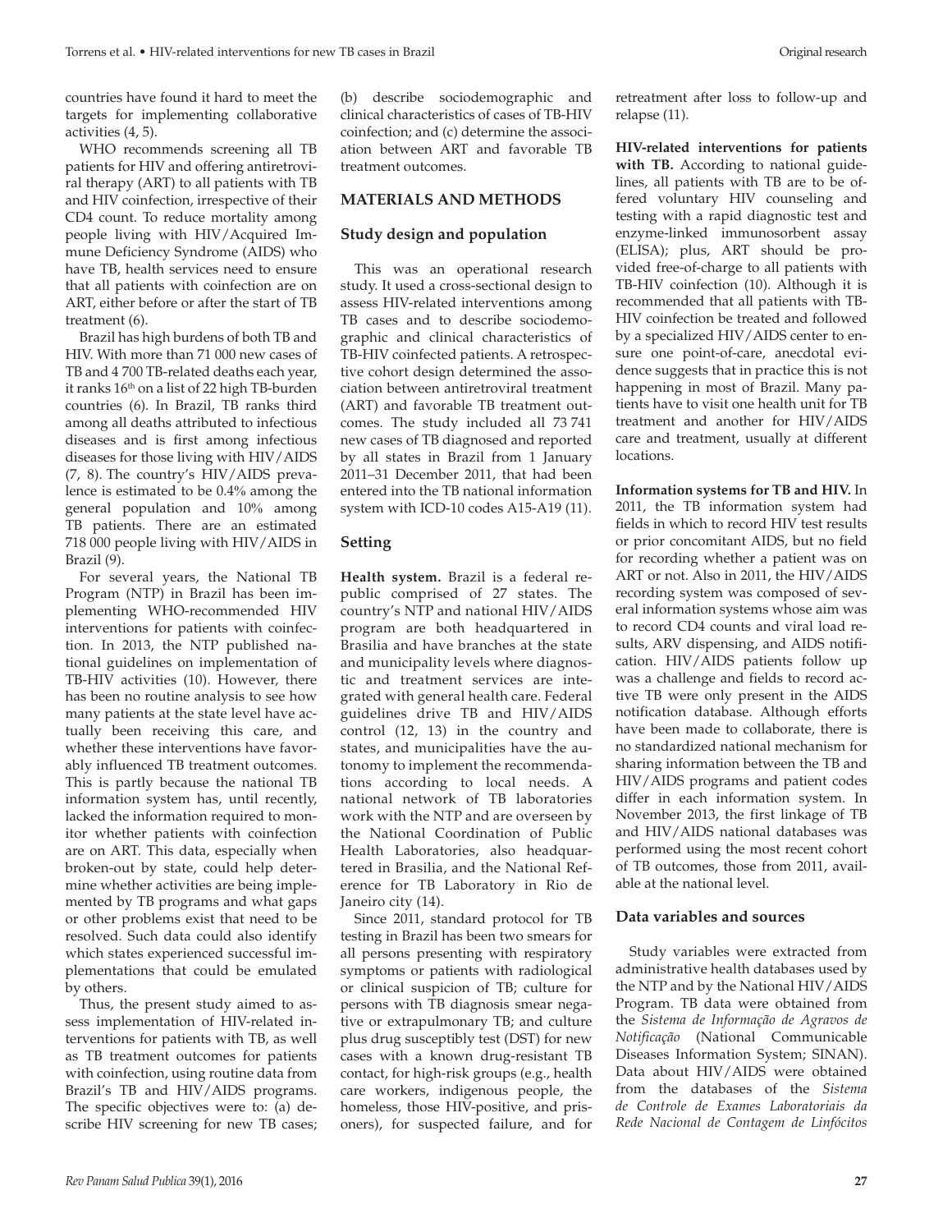countries have found it hard to meet the targets for implementing collaborative activities (4, 5).

WHO recommends screening all TB patients for HIV and offering antiretroviral therapy (ART) to all patients with TB and HIV coinfection, irrespective of their CD4 count. To reduce mortality among people living with HIV/Acquired Immune Deficiency Syndrome (AIDS) who have TB, health services need to ensure that all patients with coinfection are on ART, either before or after the start of TB treatment (6).

Brazil has high burdens of both TB and HIV. With more than 71 000 new cases of TB and 4 700 TB-related deaths each year, it ranks 16th on a list of 22 high TB-burden countries (6). In Brazil, TB ranks third among all deaths attributed to infectious diseases and is first among infectious diseases for those living with HIV/AIDS (7, 8). The country's HIV/AIDS prevalence is estimated to be 0.4% among the general population and 10% among TB patients. There are an estimated 718 000 people living with HIV/AIDS in Brazil (9).

For several years, the National TB Program (NTP) in Brazil has been implementing WHO-recommended HIV interventions for patients with coinfection. In 2013, the NTP published national guidelines on implementation of TB-HIV activities (10). However, there has been no routine analysis to see how many patients at the state level have actually been receiving this care, and whether these interventions have favorably influenced TB treatment outcomes. This is partly because the national TB information system has, until recently, lacked the information required to monitor whether patients with coinfection are on ART. This data, especially when broken-out by state, could help determine whether activities are being implemented by TB programs and what gaps or other problems exist that need to be resolved. Such data could also identify which states experienced successful implementations that could be emulated by others.

Thus, the present study aimed to assess implementation of HIV-related interventions for patients with TB, as well as TB treatment outcomes for patients with coinfection, using routine data from Brazil's TB and HIV/AIDS programs. The specific objectives were to: (a) describe HIV screening for new TB cases; (b) describe sociodemographic and clinical characteristics of cases of TB-HIV coinfection; and (c) determine the association between ART and favorable TB treatment outcomes.

## MATERIALS AND METHODS

### Study design and population

This was an operational research study. It used a cross-sectional design to assess HIV-related interventions among TB cases and to describe sociodemographic and clinical characteristics of TB-HIV coinfected patients. A retrospective cohort design determined the association between antiretroviral treatment (ART) and favorable TB treatment outcomes. The study included all 73 741 new cases of TB diagnosed and reported by all states in Brazil from 1 January 2011–31 December 2011, that had been entered into the TB national information system with ICD-10 codes A15-A19 (11).

### Setting

**Health system.** Brazil is a federal republic comprised of 27 states. The country's NTP and national HIV/AIDS program are both headquartered in Brasilia and have branches at the state and municipality levels where diagnostic and treatment services are integrated with general health care. Federal guidelines drive TB and HIV/AIDS control (12, 13) in the country and states, and municipalities have the autonomy to implement the recommendations according to local needs. A national network of TB laboratories work with the NTP and are overseen by the National Coordination of Public Health Laboratories, also headquartered in Brasilia, and the National Reference for TB Laboratory in Rio de Janeiro city (14).

Since 2011, standard protocol for TB testing in Brazil has been two smears for all persons presenting with respiratory symptoms or patients with radiological or clinical suspicion of TB; culture for persons with TB diagnosis smear negative or extrapulmonary TB; and culture plus drug susceptibly test (DST) for new cases with a known drug-resistant TB contact, for high-risk groups (e.g., health care workers, indigenous people, the homeless, those HIV-positive, and prisoners), for suspected failure, and for retreatment after loss to follow-up and relapse (11).

**HIV-related interventions for patients with TB.** According to national guidelines, all patients with TB are to be offered voluntary HIV counseling and testing with a rapid diagnostic test and enzyme-linked immunosorbent assay (ELISA); plus, ART should be provided free-of-charge to all patients with TB-HIV coinfection (10). Although it is recommended that all patients with TB-HIV coinfection be treated and followed by a specialized HIV/AIDS center to ensure one point-of-care, anecdotal evidence suggests that in practice this is not happening in most of Brazil. Many patients have to visit one health unit for TB treatment and another for HIV/AIDS care and treatment, usually at different locations.

**Information systems for TB and HIV.** In 2011, the TB information system had fields in which to record HIV test results or prior concomitant AIDS, but no field for recording whether a patient was on ART or not. Also in 2011, the HIV/AIDS recording system was composed of several information systems whose aim was to record CD4 counts and viral load results, ARV dispensing, and AIDS notification. HIV/AIDS patients follow up was a challenge and fields to record active TB were only present in the AIDS notification database. Although efforts have been made to collaborate, there is no standardized national mechanism for sharing information between the TB and HIV/AIDS programs and patient codes differ in each information system. In November 2013, the first linkage of TB and HIV/AIDS national databases was performed using the most recent cohort of TB outcomes, those from 2011, available at the national level.

### Data variables and sources

Study variables were extracted from administrative health databases used by the NTP and by the National HIV/AIDS Program. TB data were obtained from the *Sistema de Informação de Agravos de Notificação* (National Communicable Diseases Information System; SINAN). Data about HIV/AIDS were obtained from the databases of the *Sistema de Controle de Exames Laboratoriais da Rede Nacional de Contagem de Linfócitos*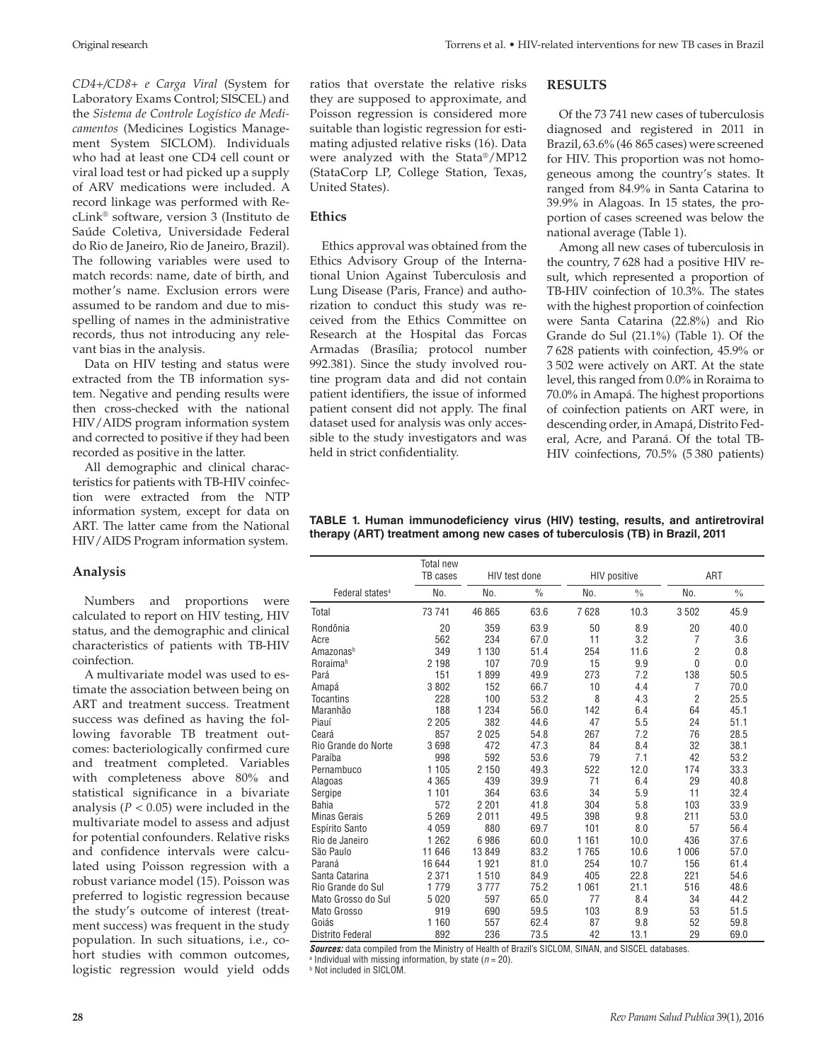*CD4+/CD8+ e Carga Viral* (System for Laboratory Exams Control; SISCEL) and the *Sistema de Controle Logístico de Medicamentos* (Medicines Logistics Management System SICLOM). Individuals who had at least one CD4 cell count or viral load test or had picked up a supply of ARV medications were included. A record linkage was performed with RecLink® software, version 3 (Instituto de Saúde Coletiva, Universidade Federal do Rio de Janeiro, Rio de Janeiro, Brazil). The following variables were used to match records: name, date of birth, and mother's name. Exclusion errors were assumed to be random and due to misspelling of names in the administrative records, thus not introducing any relevant bias in the analysis.

Data on HIV testing and status were extracted from the TB information system. Negative and pending results were then cross-checked with the national HIV/AIDS program information system and corrected to positive if they had been recorded as positive in the latter.

All demographic and clinical characteristics for patients with TB-HIV coinfection were extracted from the NTP information system, except for data on ART. The latter came from the National HIV/AIDS Program information system.

### Analysis

Numbers and proportions were calculated to report on HIV testing, HIV status, and the demographic and clinical characteristics of patients with TB-HIV coinfection.

A multivariate model was used to estimate the association between being on ART and treatment success. Treatment success was defined as having the following favorable TB treatment outcomes: bacteriologically confirmed cure and treatment completed. Variables with completeness above 80% and statistical significance in a bivariate analysis ($P < 0.05$) were included in the multivariate model to assess and adjust for potential confounders. Relative risks and confidence intervals were calculated using Poisson regression with a robust variance model (15). Poisson was preferred to logistic regression because the study's outcome of interest (treatment success) was frequent in the study population. In such situations, i.e., cohort studies with common outcomes, logistic regression would yield odds ratios that overstate the relative risks they are supposed to approximate, and Poisson regression is considered more suitable than logistic regression for estimating adjusted relative risks (16). Data were analyzed with the Stata®/MP12 (StataCorp LP, College Station, Texas, United States).

### Ethics

Ethics approval was obtained from the Ethics Advisory Group of the International Union Against Tuberculosis and Lung Disease (Paris, France) and authorization to conduct this study was received from the Ethics Committee on Research at the Hospital das Forcas Armadas (Brasília; protocol number 992.381). Since the study involved routine program data and did not contain patient identifiers, the issue of informed patient consent did not apply. The final dataset used for analysis was only accessible to the study investigators and was held in strict confidentiality.

## RESULTS

Of the 73 741 new cases of tuberculosis diagnosed and registered in 2011 in Brazil, 63.6% (46 865 cases) were screened for HIV. This proportion was not homogeneous among the country's states. It ranged from 84.9% in Santa Catarina to 39.9% in Alagoas. In 15 states, the proportion of cases screened was below the national average (Table 1).

Among all new cases of tuberculosis in the country, 7 628 had a positive HIV result, which represented a proportion of TB-HIV coinfection of 10.3%. The states with the highest proportion of coinfection were Santa Catarina (22.8%) and Rio Grande do Sul (21.1%) (Table 1). Of the 7 628 patients with coinfection, 45.9% or 3 502 were actively on ART. At the state level, this ranged from 0.0% in Roraima to 70.0% in Amapá. The highest proportions of coinfection patients on ART were, in descending order, in Amapá, Distrito Federal, Acre, and Paraná. Of the total TB-HIV coinfections, 70.5% (5 380 patients)

**TABLE 1. Human immunodeficiency virus (HIV) testing, results, and antiretroviral therapy (ART) treatment among new cases of tuberculosis (TB) in Brazil, 2011**

| Federal states[a] | Total new TB cases | HIV test done | | HIV positive | | ART | |
|---|---|---|---|---|---|---|---|
| | No. | No. | % | No. | % | No. | % |
| Total | 73 741 | 46 865 | 63.6 | 7 628 | 10.3 | 3 502 | 45.9 |
| Rondônia | 20 | 359 | 63.9 | 50 | 8.9 | 20 | 40.0 |
| Acre | 562 | 234 | 67.0 | 11 | 3.2 | 7 | 3.6 |
| Amazonas[b] | 349 | 1 130 | 51.4 | 254 | 11.6 | 2 | 0.8 |
| Roraima[b] | 2 198 | 107 | 70.9 | 15 | 9.9 | 0 | 0.0 |
| Pará | 151 | 1 899 | 49.9 | 273 | 7.2 | 138 | 50.5 |
| Amapá | 3 802 | 152 | 66.7 | 10 | 4.4 | 7 | 70.0 |
| Tocantins | 228 | 100 | 53.2 | 8 | 4.3 | 2 | 25.5 |
| Maranhão | 188 | 1 234 | 56.0 | 142 | 6.4 | 64 | 45.1 |
| Piauí | 2 205 | 382 | 44.6 | 47 | 5.5 | 24 | 51.1 |
| Ceará | 857 | 2 025 | 54.8 | 267 | 7.2 | 76 | 28.5 |
| Rio Grande do Norte | 3 698 | 472 | 47.3 | 84 | 8.4 | 32 | 38.1 |
| Paraíba | 998 | 592 | 53.6 | 79 | 7.1 | 42 | 53.2 |
| Pernambuco | 1 105 | 2 150 | 49.3 | 522 | 12.0 | 174 | 33.3 |
| Alagoas | 4 365 | 439 | 39.9 | 71 | 6.4 | 29 | 40.8 |
| Sergipe | 1 101 | 364 | 63.6 | 34 | 5.9 | 11 | 32.4 |
| Bahia | 572 | 2 201 | 41.8 | 304 | 5.8 | 103 | 33.9 |
| Minas Gerais | 5 269 | 2 011 | 49.5 | 398 | 9.8 | 211 | 53.0 |
| Espírito Santo | 4 059 | 880 | 69.7 | 101 | 8.0 | 57 | 56.4 |
| Rio de Janeiro | 1 262 | 6 986 | 60.0 | 1 161 | 10.0 | 436 | 37.6 |
| São Paulo | 11 646 | 13 849 | 83.2 | 1 765 | 10.6 | 1 006 | 57.0 |
| Paraná | 16 644 | 1 921 | 81.0 | 254 | 10.7 | 156 | 61.4 |
| Santa Catarina | 2 371 | 1 510 | 84.9 | 405 | 22.8 | 221 | 54.6 |
| Rio Grande do Sul | 1 779 | 3 777 | 75.2 | 1 061 | 21.1 | 516 | 48.6 |
| Mato Grosso do Sul | 5 020 | 597 | 65.0 | 77 | 8.4 | 34 | 44.2 |
| Mato Grosso | 919 | 690 | 59.5 | 103 | 8.9 | 53 | 51.5 |
| Goiás | 1 160 | 557 | 62.4 | 87 | 9.8 | 52 | 59.8 |
| Distrito Federal | 892 | 236 | 73.5 | 42 | 13.1 | 29 | 69.0 |

***Sources:*** data compiled from the Ministry of Health of Brazil's SICLOM, SINAN, and SISCEL databases.
[a] Individual with missing information, by state ($n = 20$).
[b] Not included in SICLOM.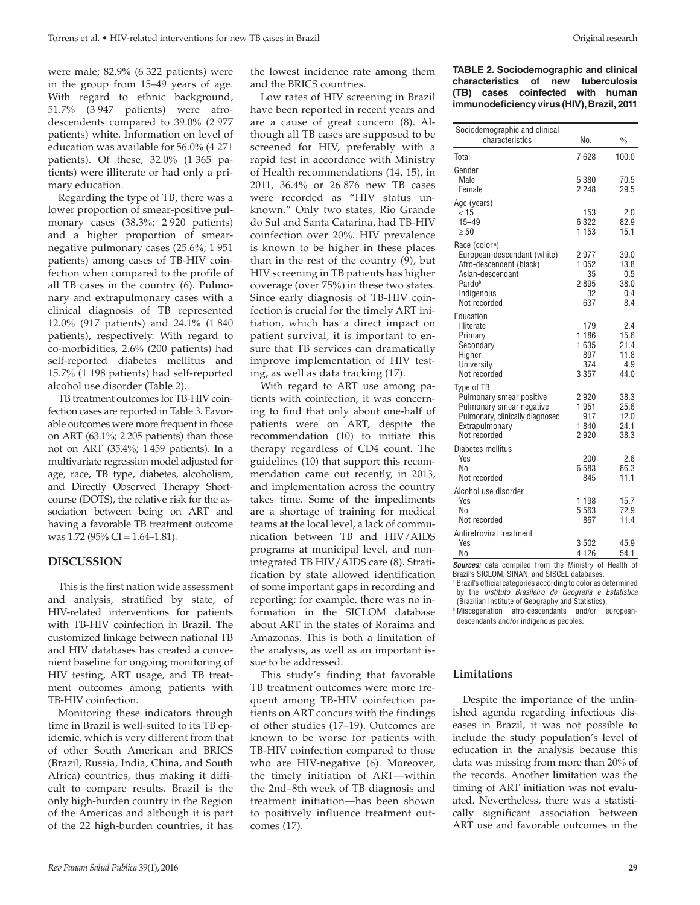were male; 82.9% (6 322 patients) were in the group from 15–49 years of age. With regard to ethnic background, 51.7% (3 947 patients) were afro-descendents compared to 39.0% (2 977 patients) white. Information on level of education was available for 56.0% (4 271 patients). Of these, 32.0% (1 365 patients) were illiterate or had only a primary education.

Regarding the type of TB, there was a lower proportion of smear-positive pulmonary cases (38.3%; 2 920 patients) and a higher proportion of smear-negative pulmonary cases (25.6%; 1 951 patients) among cases of TB-HIV coinfection when compared to the profile of all TB cases in the country (6). Pulmonary and extrapulmonary cases with a clinical diagnosis of TB represented 12.0% (917 patients) and 24.1% (1 840 patients), respectively. With regard to co-morbidities, 2.6% (200 patients) had self-reported diabetes mellitus and 15.7% (1 198 patients) had self-reported alcohol use disorder (Table 2).

TB treatment outcomes for TB-HIV coinfection cases are reported in Table 3. Favorable outcomes were more frequent in those on ART (63.1%; 2 205 patients) than those not on ART (35.4%; 1 459 patients). In a multivariate regression model adjusted for age, race, TB type, diabetes, alcoholism, and Directly Observed Therapy Short-course (DOTS), the relative risk for the association between being on ART and having a favorable TB treatment outcome was 1.72 (95% CI = 1.64–1.81).

## DISCUSSION

This is the first nation wide assessment and analysis, stratified by state, of HIV-related interventions for patients with TB-HIV coinfection in Brazil. The customized linkage between national TB and HIV databases has created a convenient baseline for ongoing monitoring of HIV testing, ART usage, and TB treatment outcomes among patients with TB-HIV coinfection.

Monitoring these indicators through time in Brazil is well-suited to its TB epidemic, which is very different from that of other South American and BRICS (Brazil, Russia, India, China, and South Africa) countries, thus making it difficult to compare results. Brazil is the only high-burden country in the Region of the Americas and although it is part of the 22 high-burden countries, it has the lowest incidence rate among them and the BRICS countries.

Low rates of HIV screening in Brazil have been reported in recent years and are a cause of great concern (8). Although all TB cases are supposed to be screened for HIV, preferably with a rapid test in accordance with Ministry of Health recommendations (14, 15), in 2011, 36.4% or 26 876 new TB cases were recorded as "HIV status unknown." Only two states, Rio Grande do Sul and Santa Catarina, had TB-HIV coinfection over 20%. HIV prevalence is known to be higher in these places than in the rest of the country (9), but HIV screening in TB patients has higher coverage (over 75%) in these two states. Since early diagnosis of TB-HIV coinfection is crucial for the timely ART initiation, which has a direct impact on patient survival, it is important to ensure that TB services can dramatically improve implementation of HIV testing, as well as data tracking (17).

With regard to ART use among patients with coinfection, it was concerning to find that only about one-half of patients were on ART, despite the recommendation (10) to initiate this therapy regardless of CD4 count. The guidelines (10) that support this recommendation came out recently, in 2013, and implementation across the country takes time. Some of the impediments are a shortage of training for medical teams at the local level, a lack of communication between TB and HIV/AIDS programs at municipal level, and non-integrated TB HIV/AIDS care (8). Stratification by state allowed identification of some important gaps in recording and reporting; for example, there was no information in the SICLOM database about ART in the states of Roraima and Amazonas. This is both a limitation of the analysis, as well as an important issue to be addressed.

This study's finding that favorable TB treatment outcomes were more frequent among TB-HIV coinfection patients on ART concurs with the findings of other studies (17–19). Outcomes are known to be worse for patients with TB-HIV coinfection compared to those who are HIV-negative (6). Moreover, the timely initiation of ART—within the 2nd–8th week of TB diagnosis and treatment initiation—has been shown to positively influence treatment outcomes (17).

**TABLE 2. Sociodemographic and clinical characteristics of new tuberculosis (TB) cases coinfected with human immunodeficiency virus (HIV), Brazil, 2011**

| Sociodemographic and clinical characteristics | No. | % |
|---|---|---|
| Total | 7 628 | 100.0 |
| Gender | | |
| Male | 5 380 | 70.5 |
| Female | 2 248 | 29.5 |
| Age (years) | | |
| < 15 | 153 | 2.0 |
| 15–49 | 6 322 | 82.9 |
| ≥ 50 | 1 153 | 15.1 |
| Race (color [a]) | | |
| European-descendant (white) | 2 977 | 39.0 |
| Afro-descendent (black) | 1 052 | 13.8 |
| Asian-descendant | 35 | 0.5 |
| Pardo[b] | 2 895 | 38.0 |
| Indigenous | 32 | 0.4 |
| Not recorded | 637 | 8.4 |
| Education | | |
| Illiterate | 179 | 2.4 |
| Primary | 1 186 | 15.6 |
| Secondary | 1 635 | 21.4 |
| Higher | 897 | 11.8 |
| University | 374 | 4.9 |
| Not recorded | 3 357 | 44.0 |
| Type of TB | | |
| Pulmonary smear positive | 2 920 | 38.3 |
| Pulmonary smear negative | 1 951 | 25.6 |
| Pulmonary, clinically diagnosed | 917 | 12.0 |
| Extrapulmonary | 1 840 | 24.1 |
| Not recorded | 2 920 | 38.3 |
| Diabetes mellitus | | |
| Yes | 200 | 2.6 |
| No | 6 583 | 86.3 |
| Not recorded | 845 | 11.1 |
| Alcohol use disorder | | |
| Yes | 1 198 | 15.7 |
| No | 5 563 | 72.9 |
| Not recorded | 867 | 11.4 |
| Antiretroviral treatment | | |
| Yes | 3 502 | 45.9 |
| No | 4 126 | 54.1 |

***Sources:*** data compiled from the Ministry of Health of Brazil's SICLOM, SINAN, and SISCEL databases.

[a] Brazil's official categories according to color as determined by the *Instituto Brasileiro de Geografia e Estatística* (Brazilian Institute of Geography and Statistics).

[b] Miscegenation afro-descendants and/or european-descendants and/or indigenous peoples.

### Limitations

Despite the importance of the unfinished agenda regarding infectious diseases in Brazil, it was not possible to include the study population's level of education in the analysis because this data was missing from more than 20% of the records. Another limitation was the timing of ART initiation was not evaluated. Nevertheless, there was a statistically significant association between ART use and favorable outcomes in the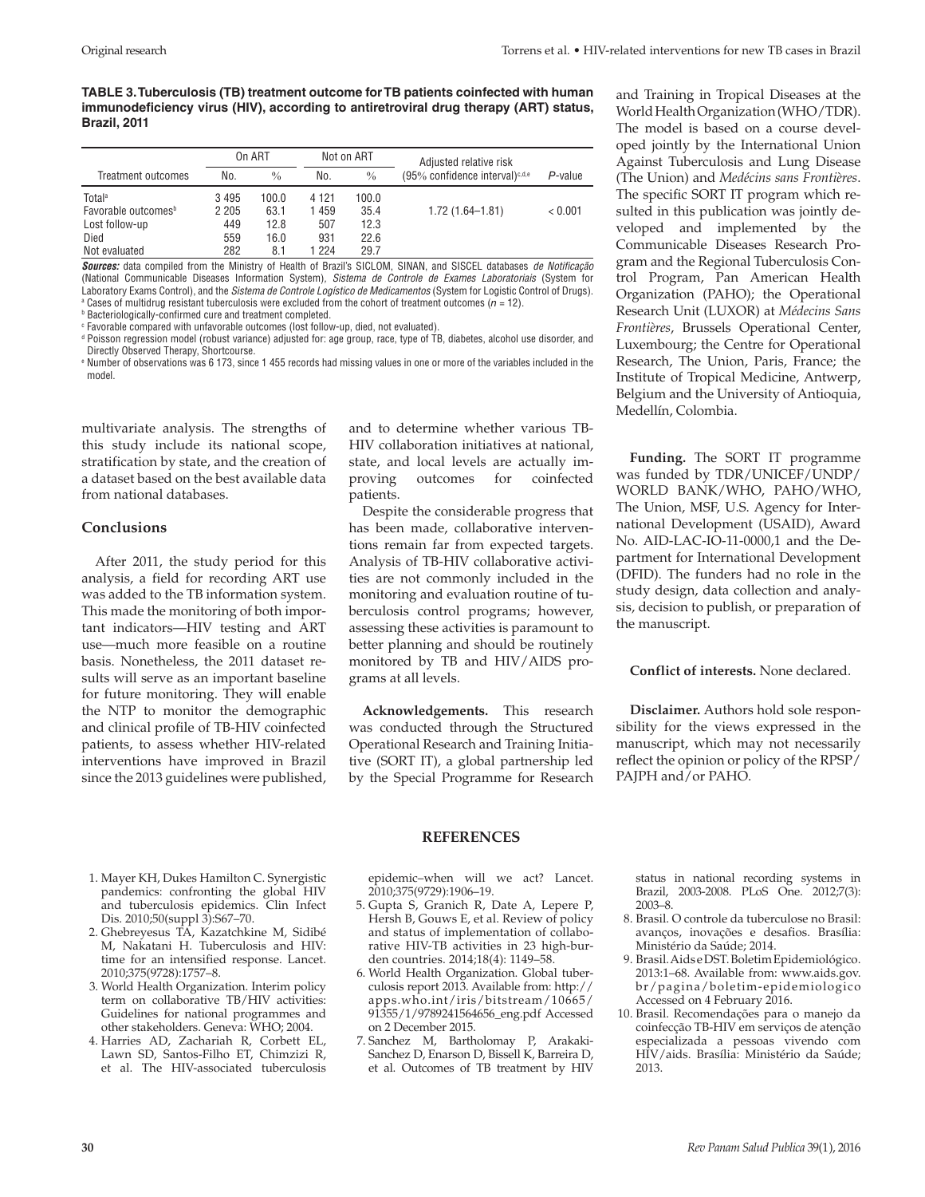**TABLE 3. Tuberculosis (TB) treatment outcome for TB patients coinfected with human immunodeficiency virus (HIV), according to antiretroviral drug therapy (ART) status, Brazil, 2011**

| Treatment outcomes | On ART | | Not on ART | | Adjusted relative risk (95% confidence interval)[c,d,e] | P-value |
|---|---|---|---|---|---|---|
| | No. | % | No. | % | | |
| Total[a] | 3 495 | 100.0 | 4 121 | 100.0 | | |
| Favorable outcomes[b] | 2 205 | 63.1 | 1 459 | 35.4 | 1.72 (1.64–1.81) | < 0.001 |
| Lost follow-up | 449 | 12.8 | 507 | 12.3 | | |
| Died | 559 | 16.0 | 931 | 22.6 | | |
| Not evaluated | 282 | 8.1 | 1 224 | 29.7 | | |

***Sources:*** data compiled from the Ministry of Health of Brazil's SICLOM, SINAN, and SISCEL databases *de Notificação* (National Communicable Diseases Information System), *Sistema de Controle de Exames Laboratoriais* (System for Laboratory Exams Control), and the *Sistema de Controle Logístico de Medicamentos* (System for Logistic Control of Drugs).
[a] Cases of multidrug resistant tuberculosis were excluded from the cohort of treatment outcomes ($n = 12$).
[b] Bacteriologically-confirmed cure and treatment completed.
[c] Favorable compared with unfavorable outcomes (lost follow-up, died, not evaluated).
[d] Poisson regression model (robust variance) adjusted for: age group, race, type of TB, diabetes, alcohol use disorder, and Directly Observed Therapy, Shortcourse.
[e] Number of observations was 6 173, since 1 455 records had missing values in one or more of the variables included in the model.

multivariate analysis. The strengths of this study include its national scope, stratification by state, and the creation of a dataset based on the best available data from national databases.

## Conclusions

After 2011, the study period for this analysis, a field for recording ART use was added to the TB information system. This made the monitoring of both important indicators—HIV testing and ART use—much more feasible on a routine basis. Nonetheless, the 2011 dataset results will serve as an important baseline for future monitoring. They will enable the NTP to monitor the demographic and clinical profile of TB-HIV coinfected patients, to assess whether HIV-related interventions have improved in Brazil since the 2013 guidelines were published, and to determine whether various TB-HIV collaboration initiatives at national, state, and local levels are actually improving outcomes for coinfected patients.

Despite the considerable progress that has been made, collaborative interventions remain far from expected targets. Analysis of TB-HIV collaborative activities are not commonly included in the monitoring and evaluation routine of tuberculosis control programs; however, assessing these activities is paramount to better planning and should be routinely monitored by TB and HIV/AIDS programs at all levels.

**Acknowledgements.** This research was conducted through the Structured Operational Research and Training Initiative (SORT IT), a global partnership led by the Special Programme for Research and Training in Tropical Diseases at the World Health Organization (WHO/TDR). The model is based on a course developed jointly by the International Union Against Tuberculosis and Lung Disease (The Union) and *Medécins sans Frontières*. The specific SORT IT program which resulted in this publication was jointly developed and implemented by the Communicable Diseases Research Program and the Regional Tuberculosis Control Program, Pan American Health Organization (PAHO); the Operational Research Unit (LUXOR) at *Médecins Sans Frontières*, Brussels Operational Center, Luxembourg; the Centre for Operational Research, The Union, Paris, France; the Institute of Tropical Medicine, Antwerp, Belgium and the University of Antioquia, Medellín, Colombia.

**Funding.** The SORT IT programme was funded by TDR/UNICEF/UNDP/WORLD BANK/WHO, PAHO/WHO, The Union, MSF, U.S. Agency for International Development (USAID), Award No. AID-LAC-IO-11-0000,1 and the Department for International Development (DFID). The funders had no role in the study design, data collection and analysis, decision to publish, or preparation of the manuscript.

**Conflict of interests.** None declared.

**Disclaimer.** Authors hold sole responsibility for the views expressed in the manuscript, which may not necessarily reflect the opinion or policy of the RPSP/PAJPH and/or PAHO.

## REFERENCES

1. Mayer KH, Dukes Hamilton C. Synergistic pandemics: confronting the global HIV and tuberculosis epidemics. Clin Infect Dis. 2010;50(suppl 3):S67–70.
2. Ghebreyesus TA, Kazatchkine M, Sidibé M, Nakatani H. Tuberculosis and HIV: time for an intensified response. Lancet. 2010;375(9728):1757–8.
3. World Health Organization. Interim policy term on collaborative TB/HIV activities: Guidelines for national programmes and other stakeholders. Geneva: WHO; 2004.
4. Harries AD, Zachariah R, Corbett EL, Lawn SD, Santos-Filho ET, Chimzizi R, et al. The HIV-associated tuberculosis epidemic–when will we act? Lancet. 2010;375(9729):1906–19.
5. Gupta S, Granich R, Date A, Lepere P, Hersh B, Gouws E, et al. Review of policy and status of implementation of collaborative HIV-TB activities in 23 high-burden countries. 2014;18(4): 1149–58.
6. World Health Organization. Global tuberculosis report 2013. Available from: http://apps.who.int/iris/bitstream/10665/91355/1/9789241564656_eng.pdf Accessed on 2 December 2015.
7. Sanchez M, Bartholomay P, Arakaki-Sanchez D, Enarson D, Bissell K, Barreira D, et al. Outcomes of TB treatment by HIV status in national recording systems in Brazil, 2003-2008. PLoS One. 2012;7(3): 2003–8.
8. Brasil. O controle da tuberculose no Brasil: avanços, inovações e desafios. Brasília: Ministério da Saúde; 2014.
9. Brasil. Aids e DST. Boletim Epidemiológico. 2013:1–68. Available from: www.aids.gov.br/pagina/boletim-epidemiologico Accessed on 4 February 2016.
10. Brasil. Recomendações para o manejo da coinfecção TB-HIV em serviços de atenção especializada a pessoas vivendo com HIV/aids. Brasília: Ministério da Saúde; 2013.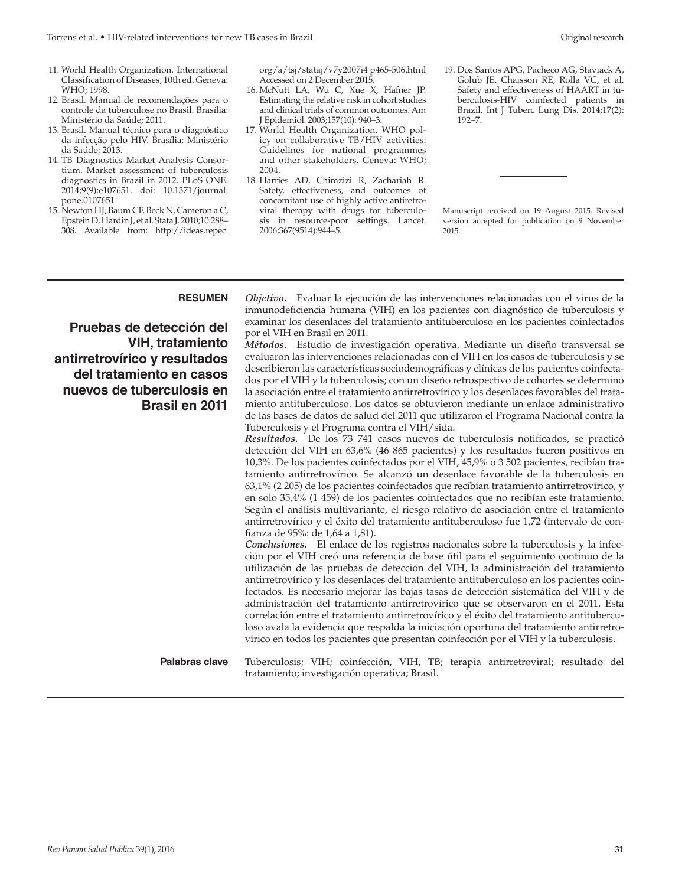11. World Health Organization. International Classification of Diseases, 10th ed. Geneva: WHO; 1998.
12. Brasil. Manual de recomendações para o controle da tuberculose no Brasil. Brasília: Ministério da Saúde; 2011.
13. Brasil. Manual técnico para o diagnóstico da infecção pelo HIV. Brasília: Ministério da Saúde; 2013.
14. TB Diagnostics Market Analysis Consortium. Market assessment of tuberculosis diagnostics in Brazil in 2012. PLoS ONE. 2014;9(9):e107651. doi: 10.1371/journal.pone.0107651
15. Newton HJ, Baum CF, Beck N, Cameron a C, Epstein D, Hardin J, et al. Stata J. 2010;10:288–308. Available from: http://ideas.repec.org/a/tsj/stataj/v7y2007i4 p465-506.html Accessed on 2 December 2015.
16. McNutt LA, Wu C, Xue X, Hafner JP. Estimating the relative risk in cohort studies and clinical trials of common outcomes. Am J Epidemiol. 2003;157(10): 940–3.
17. World Health Organization. WHO policy on collaborative TB/HIV activities: Guidelines for national programmes and other stakeholders. Geneva: WHO; 2004.
18. Harries AD, Chimzizi R, Zachariah R. Safety, effectiveness, and outcomes of concomitant use of highly active antiretroviral therapy with drugs for tuberculosis in resource-poor settings. Lancet. 2006;367(9514):944–5.
19. Dos Santos APG, Pacheco AG, Staviack A, Golub JE, Chaisson RE, Rolla VC, et al. Safety and effectiveness of HAART in tuberculosis-HIV coinfected patients in Brazil. Int J Tuberc Lung Dis. 2014;17(2): 192–7.

Manuscript received on 19 August 2015. Revised version accepted for publication on 9 November 2015.

---

**RESUMEN**

## Pruebas de detección del VIH, tratamiento antirretrovírico y resultados del tratamiento en casos nuevos de tuberculosis en Brasil en 2011

***Objetivo.*** Evaluar la ejecución de las intervenciones relacionadas con el virus de la inmunodeficiencia humana (VIH) en los pacientes con diagnóstico de tuberculosis y examinar los desenlaces del tratamiento antituberculoso en los pacientes coinfectados por el VIH en Brasil en 2011.

***Métodos.*** Estudio de investigación operativa. Mediante un diseño transversal se evaluaron las intervenciones relacionadas con el VIH en los casos de tuberculosis y se describieron las características sociodemográficas y clínicas de los pacientes coinfectados por el VIH y la tuberculosis; con un diseño retrospectivo de cohortes se determinó la asociación entre el tratamiento antirretrovírico y los desenlaces favorables del tratamiento antituberculoso. Los datos se obtuvieron mediante un enlace administrativo de las bases de datos de salud del 2011 que utilizaron el Programa Nacional contra la Tuberculosis y el Programa contra el VIH/sida.

***Resultados.*** De los 73 741 casos nuevos de tuberculosis notificados, se practicó detección del VIH en 63,6% (46 865 pacientes) y los resultados fueron positivos en 10,3%. De los pacientes coinfectados por el VIH, 45,9% o 3 502 pacientes, recibían tratamiento antirretrovírico. Se alcanzó un desenlace favorable de la tuberculosis en 63,1% (2 205) de los pacientes coinfectados que recibían tratamiento antirretrovírico, y en solo 35,4% (1 459) de los pacientes coinfectados que no recibían este tratamiento. Según el análisis multivariante, el riesgo relativo de asociación entre el tratamiento antirretrovírico y el éxito del tratamiento antituberculoso fue 1,72 (intervalo de confianza de 95%: de 1,64 a 1,81).

***Conclusiones.*** El enlace de los registros nacionales sobre la tuberculosis y la infección por el VIH creó una referencia de base útil para el seguimiento continuo de la utilización de las pruebas de detección del VIH, la administración del tratamiento antirretrovírico y los desenlaces del tratamiento antituberculoso en los pacientes coinfectados. Es necesario mejorar las bajas tasas de detección sistemática del VIH y de administración del tratamiento antirretrovírico que se observaron en el 2011. Esta correlación entre el tratamiento antirretrovírico y el éxito del tratamiento antituberculoso avala la evidencia que respalda la iniciación oportuna del tratamiento antirretrovírico en todos los pacientes que presentan coinfección por el VIH y la tuberculosis.

**Palabras clave** Tuberculosis; VIH; coinfección, VIH, TB; terapia antirretroviral; resultado del tratamiento; investigación operativa; Brasil.